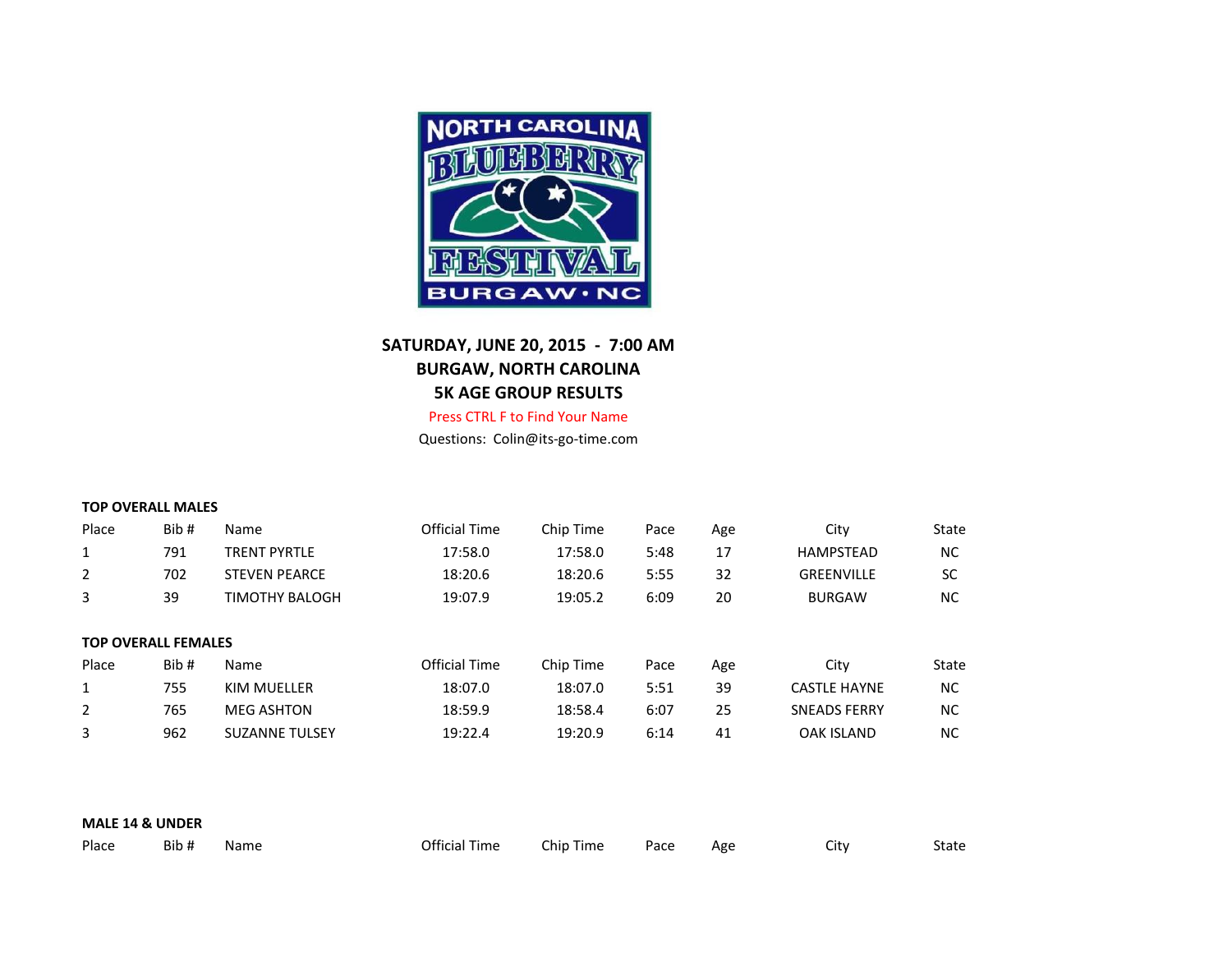NORTH CAROLINA BLUEBERRY FESTIVAL BURGAW • NC

**SATURDAY, JUNE 20, 2015 - 7:00 AM**
**BURGAW, NORTH CAROLINA**
**5K AGE GROUP RESULTS**

Press CTRL F to Find Your Name

Questions: Colin@its-go-time.com

**TOP OVERALL MALES**

| Place | Bib # | Name | Official Time | Chip Time | Pace | Age | City | State |
|---|---|---|---|---|---|---|---|---|
| 1 | 791 | TRENT PYRTLE | 17:58.0 | 17:58.0 | 5:48 | 17 | HAMPSTEAD | NC |
| 2 | 702 | STEVEN PEARCE | 18:20.6 | 18:20.6 | 5:55 | 32 | GREENVILLE | SC |
| 3 | 39 | TIMOTHY BALOGH | 19:07.9 | 19:05.2 | 6:09 | 20 | BURGAW | NC |

**TOP OVERALL FEMALES**

| Place | Bib # | Name | Official Time | Chip Time | Pace | Age | City | State |
|---|---|---|---|---|---|---|---|---|
| 1 | 755 | KIM MUELLER | 18:07.0 | 18:07.0 | 5:51 | 39 | CASTLE HAYNE | NC |
| 2 | 765 | MEG ASHTON | 18:59.9 | 18:58.4 | 6:07 | 25 | SNEADS FERRY | NC |
| 3 | 962 | SUZANNE TULSEY | 19:22.4 | 19:20.9 | 6:14 | 41 | OAK ISLAND | NC |

**MALE 14 & UNDER**

| Place | Bib # | Name | Official Time | Chip Time | Pace | Age | City | State |
|---|---|---|---|---|---|---|---|---|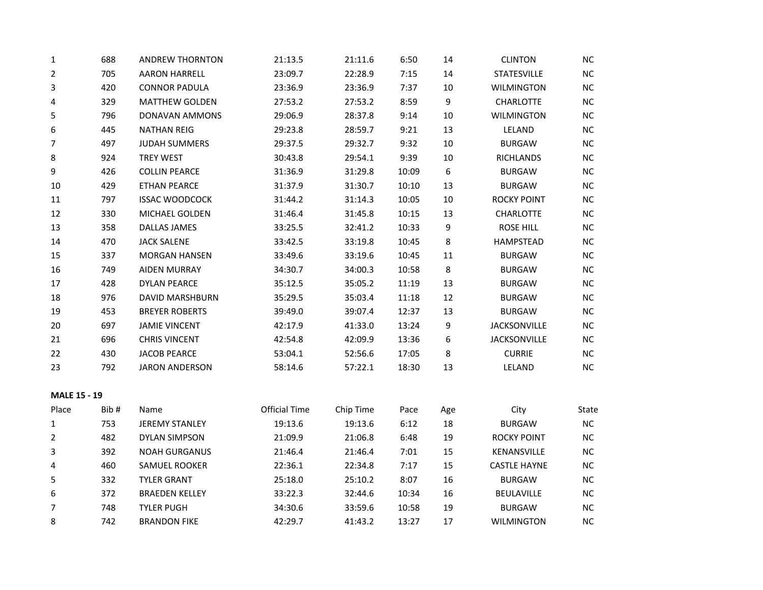| Place | Bib # | Name | Official Time | Chip Time | Pace | Age | City | State |
|---|---|---|---|---|---|---|---|---|
| 1 | 688 | ANDREW THORNTON | 21:13.5 | 21:11.6 | 6:50 | 14 | CLINTON | NC |
| 2 | 705 | AARON HARRELL | 23:09.7 | 22:28.9 | 7:15 | 14 | STATESVILLE | NC |
| 3 | 420 | CONNOR PADULA | 23:36.9 | 23:36.9 | 7:37 | 10 | WILMINGTON | NC |
| 4 | 329 | MATTHEW GOLDEN | 27:53.2 | 27:53.2 | 8:59 | 9 | CHARLOTTE | NC |
| 5 | 796 | DONAVAN AMMONS | 29:06.9 | 28:37.8 | 9:14 | 10 | WILMINGTON | NC |
| 6 | 445 | NATHAN REIG | 29:23.8 | 28:59.7 | 9:21 | 13 | LELAND | NC |
| 7 | 497 | JUDAH SUMMERS | 29:37.5 | 29:32.7 | 9:32 | 10 | BURGAW | NC |
| 8 | 924 | TREY WEST | 30:43.8 | 29:54.1 | 9:39 | 10 | RICHLANDS | NC |
| 9 | 426 | COLLIN PEARCE | 31:36.9 | 31:29.8 | 10:09 | 6 | BURGAW | NC |
| 10 | 429 | ETHAN PEARCE | 31:37.9 | 31:30.7 | 10:10 | 13 | BURGAW | NC |
| 11 | 797 | ISSAC WOODCOCK | 31:44.2 | 31:14.3 | 10:05 | 10 | ROCKY POINT | NC |
| 12 | 330 | MICHAEL GOLDEN | 31:46.4 | 31:45.8 | 10:15 | 13 | CHARLOTTE | NC |
| 13 | 358 | DALLAS JAMES | 33:25.5 | 32:41.2 | 10:33 | 9 | ROSE HILL | NC |
| 14 | 470 | JACK SALENE | 33:42.5 | 33:19.8 | 10:45 | 8 | HAMPSTEAD | NC |
| 15 | 337 | MORGAN HANSEN | 33:49.6 | 33:19.6 | 10:45 | 11 | BURGAW | NC |
| 16 | 749 | AIDEN MURRAY | 34:30.7 | 34:00.3 | 10:58 | 8 | BURGAW | NC |
| 17 | 428 | DYLAN PEARCE | 35:12.5 | 35:05.2 | 11:19 | 13 | BURGAW | NC |
| 18 | 976 | DAVID MARSHBURN | 35:29.5 | 35:03.4 | 11:18 | 12 | BURGAW | NC |
| 19 | 453 | BREYER ROBERTS | 39:49.0 | 39:07.4 | 12:37 | 13 | BURGAW | NC |
| 20 | 697 | JAMIE VINCENT | 42:17.9 | 41:33.0 | 13:24 | 9 | JACKSONVILLE | NC |
| 21 | 696 | CHRIS VINCENT | 42:54.8 | 42:09.9 | 13:36 | 6 | JACKSONVILLE | NC |
| 22 | 430 | JACOB PEARCE | 53:04.1 | 52:56.6 | 17:05 | 8 | CURRIE | NC |
| 23 | 792 | JARON ANDERSON | 58:14.6 | 57:22.1 | 18:30 | 13 | LELAND | NC |

**MALE 15 - 19**

| Place | Bib # | Name | Official Time | Chip Time | Pace | Age | City | State |
|---|---|---|---|---|---|---|---|---|
| 1 | 753 | JEREMY STANLEY | 19:13.6 | 19:13.6 | 6:12 | 18 | BURGAW | NC |
| 2 | 482 | DYLAN SIMPSON | 21:09.9 | 21:06.8 | 6:48 | 19 | ROCKY POINT | NC |
| 3 | 392 | NOAH GURGANUS | 21:46.4 | 21:46.4 | 7:01 | 15 | KENANSVILLE | NC |
| 4 | 460 | SAMUEL ROOKER | 22:36.1 | 22:34.8 | 7:17 | 15 | CASTLE HAYNE | NC |
| 5 | 332 | TYLER GRANT | 25:18.0 | 25:10.2 | 8:07 | 16 | BURGAW | NC |
| 6 | 372 | BRAEDEN KELLEY | 33:22.3 | 32:44.6 | 10:34 | 16 | BEULAVILLE | NC |
| 7 | 748 | TYLER PUGH | 34:30.6 | 33:59.6 | 10:58 | 19 | BURGAW | NC |
| 8 | 742 | BRANDON FIKE | 42:29.7 | 41:43.2 | 13:27 | 17 | WILMINGTON | NC |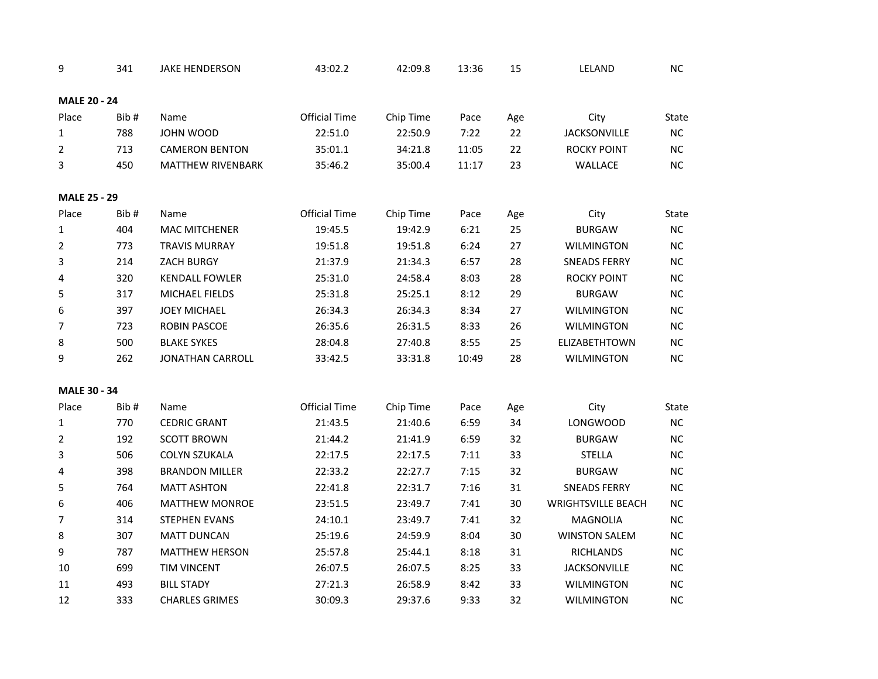| 9 | 341 | JAKE HENDERSON | 43:02.2 | 42:09.8 | 13:36 | 15 | LELAND | NC |
|---|---|---|---|---|---|---|---|---|

**MALE 20 - 24**

| Place | Bib # | Name | Official Time | Chip Time | Pace | Age | City | State |
|---|---|---|---|---|---|---|---|---|
| 1 | 788 | JOHN WOOD | 22:51.0 | 22:50.9 | 7:22 | 22 | JACKSONVILLE | NC |
| 2 | 713 | CAMERON BENTON | 35:01.1 | 34:21.8 | 11:05 | 22 | ROCKY POINT | NC |
| 3 | 450 | MATTHEW RIVENBARK | 35:46.2 | 35:00.4 | 11:17 | 23 | WALLACE | NC |

**MALE 25 - 29**

| Place | Bib # | Name | Official Time | Chip Time | Pace | Age | City | State |
|---|---|---|---|---|---|---|---|---|
| 1 | 404 | MAC MITCHENER | 19:45.5 | 19:42.9 | 6:21 | 25 | BURGAW | NC |
| 2 | 773 | TRAVIS MURRAY | 19:51.8 | 19:51.8 | 6:24 | 27 | WILMINGTON | NC |
| 3 | 214 | ZACH BURGY | 21:37.9 | 21:34.3 | 6:57 | 28 | SNEADS FERRY | NC |
| 4 | 320 | KENDALL FOWLER | 25:31.0 | 24:58.4 | 8:03 | 28 | ROCKY POINT | NC |
| 5 | 317 | MICHAEL FIELDS | 25:31.8 | 25:25.1 | 8:12 | 29 | BURGAW | NC |
| 6 | 397 | JOEY MICHAEL | 26:34.3 | 26:34.3 | 8:34 | 27 | WILMINGTON | NC |
| 7 | 723 | ROBIN PASCOE | 26:35.6 | 26:31.5 | 8:33 | 26 | WILMINGTON | NC |
| 8 | 500 | BLAKE SYKES | 28:04.8 | 27:40.8 | 8:55 | 25 | ELIZABETHTOWN | NC |
| 9 | 262 | JONATHAN CARROLL | 33:42.5 | 33:31.8 | 10:49 | 28 | WILMINGTON | NC |

**MALE 30 - 34**

| Place | Bib # | Name | Official Time | Chip Time | Pace | Age | City | State |
|---|---|---|---|---|---|---|---|---|
| 1 | 770 | CEDRIC GRANT | 21:43.5 | 21:40.6 | 6:59 | 34 | LONGWOOD | NC |
| 2 | 192 | SCOTT BROWN | 21:44.2 | 21:41.9 | 6:59 | 32 | BURGAW | NC |
| 3 | 506 | COLYN SZUKALA | 22:17.5 | 22:17.5 | 7:11 | 33 | STELLA | NC |
| 4 | 398 | BRANDON MILLER | 22:33.2 | 22:27.7 | 7:15 | 32 | BURGAW | NC |
| 5 | 764 | MATT ASHTON | 22:41.8 | 22:31.7 | 7:16 | 31 | SNEADS FERRY | NC |
| 6 | 406 | MATTHEW MONROE | 23:51.5 | 23:49.7 | 7:41 | 30 | WRIGHTSVILLE BEACH | NC |
| 7 | 314 | STEPHEN EVANS | 24:10.1 | 23:49.7 | 7:41 | 32 | MAGNOLIA | NC |
| 8 | 307 | MATT DUNCAN | 25:19.6 | 24:59.9 | 8:04 | 30 | WINSTON SALEM | NC |
| 9 | 787 | MATTHEW HERSON | 25:57.8 | 25:44.1 | 8:18 | 31 | RICHLANDS | NC |
| 10 | 699 | TIM VINCENT | 26:07.5 | 26:07.5 | 8:25 | 33 | JACKSONVILLE | NC |
| 11 | 493 | BILL STADY | 27:21.3 | 26:58.9 | 8:42 | 33 | WILMINGTON | NC |
| 12 | 333 | CHARLES GRIMES | 30:09.3 | 29:37.6 | 9:33 | 32 | WILMINGTON | NC |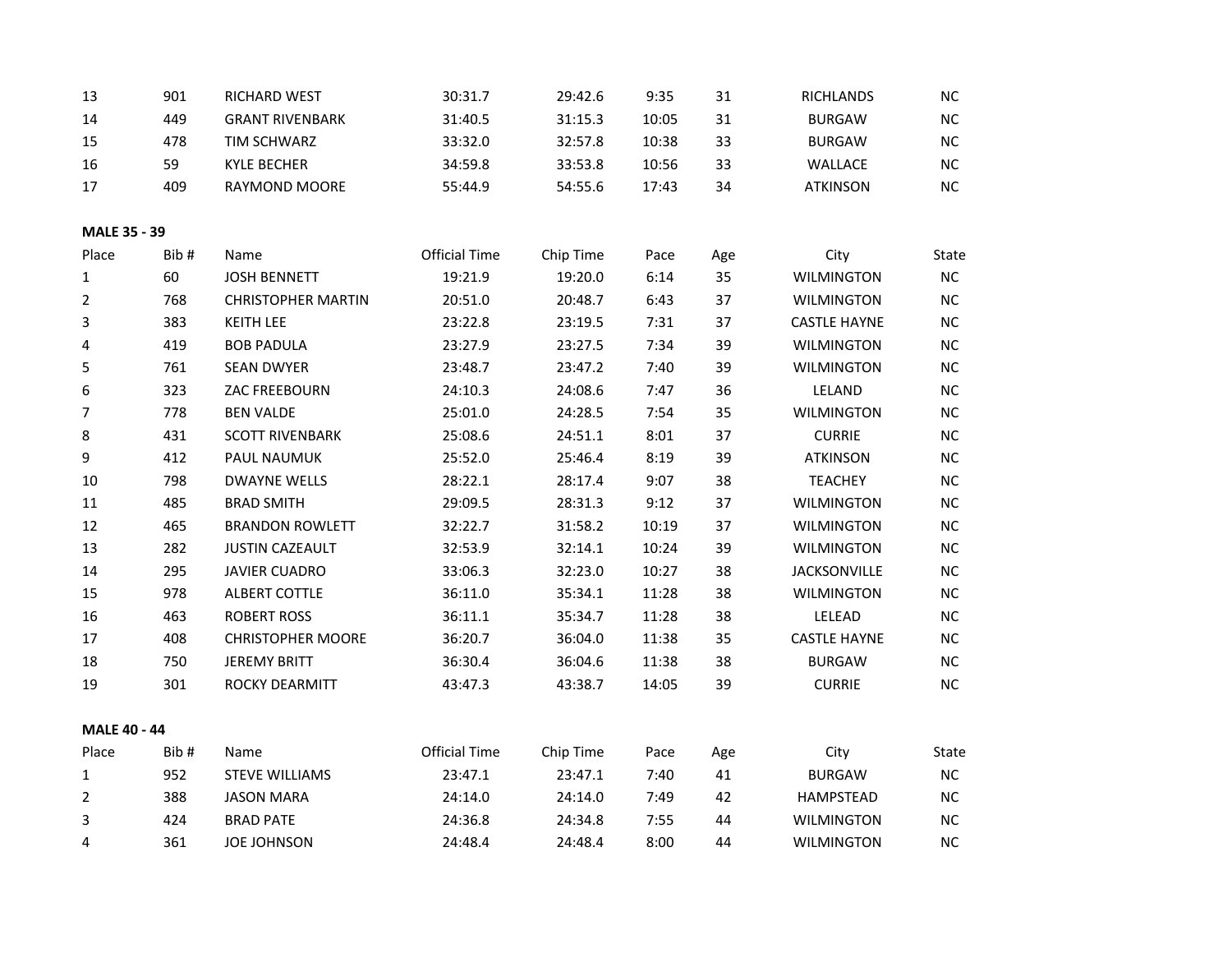| Place | Bib # | Name | Official Time | Chip Time | Pace | Age | City | State |
|---|---|---|---|---|---|---|---|---|
| 13 | 901 | RICHARD WEST | 30:31.7 | 29:42.6 | 9:35 | 31 | RICHLANDS | NC |
| 14 | 449 | GRANT RIVENBARK | 31:40.5 | 31:15.3 | 10:05 | 31 | BURGAW | NC |
| 15 | 478 | TIM SCHWARZ | 33:32.0 | 32:57.8 | 10:38 | 33 | BURGAW | NC |
| 16 | 59 | KYLE BECHER | 34:59.8 | 33:53.8 | 10:56 | 33 | WALLACE | NC |
| 17 | 409 | RAYMOND MOORE | 55:44.9 | 54:55.6 | 17:43 | 34 | ATKINSON | NC |

**MALE 35 - 39**

| Place | Bib # | Name | Official Time | Chip Time | Pace | Age | City | State |
|---|---|---|---|---|---|---|---|---|
| 1 | 60 | JOSH BENNETT | 19:21.9 | 19:20.0 | 6:14 | 35 | WILMINGTON | NC |
| 2 | 768 | CHRISTOPHER MARTIN | 20:51.0 | 20:48.7 | 6:43 | 37 | WILMINGTON | NC |
| 3 | 383 | KEITH LEE | 23:22.8 | 23:19.5 | 7:31 | 37 | CASTLE HAYNE | NC |
| 4 | 419 | BOB PADULA | 23:27.9 | 23:27.5 | 7:34 | 39 | WILMINGTON | NC |
| 5 | 761 | SEAN DWYER | 23:48.7 | 23:47.2 | 7:40 | 39 | WILMINGTON | NC |
| 6 | 323 | ZAC FREEBOURN | 24:10.3 | 24:08.6 | 7:47 | 36 | LELAND | NC |
| 7 | 778 | BEN VALDE | 25:01.0 | 24:28.5 | 7:54 | 35 | WILMINGTON | NC |
| 8 | 431 | SCOTT RIVENBARK | 25:08.6 | 24:51.1 | 8:01 | 37 | CURRIE | NC |
| 9 | 412 | PAUL NAUMUK | 25:52.0 | 25:46.4 | 8:19 | 39 | ATKINSON | NC |
| 10 | 798 | DWAYNE WELLS | 28:22.1 | 28:17.4 | 9:07 | 38 | TEACHEY | NC |
| 11 | 485 | BRAD SMITH | 29:09.5 | 28:31.3 | 9:12 | 37 | WILMINGTON | NC |
| 12 | 465 | BRANDON ROWLETT | 32:22.7 | 31:58.2 | 10:19 | 37 | WILMINGTON | NC |
| 13 | 282 | JUSTIN CAZEAULT | 32:53.9 | 32:14.1 | 10:24 | 39 | WILMINGTON | NC |
| 14 | 295 | JAVIER CUADRO | 33:06.3 | 32:23.0 | 10:27 | 38 | JACKSONVILLE | NC |
| 15 | 978 | ALBERT COTTLE | 36:11.0 | 35:34.1 | 11:28 | 38 | WILMINGTON | NC |
| 16 | 463 | ROBERT ROSS | 36:11.1 | 35:34.7 | 11:28 | 38 | LELEAD | NC |
| 17 | 408 | CHRISTOPHER MOORE | 36:20.7 | 36:04.0 | 11:38 | 35 | CASTLE HAYNE | NC |
| 18 | 750 | JEREMY BRITT | 36:30.4 | 36:04.6 | 11:38 | 38 | BURGAW | NC |
| 19 | 301 | ROCKY DEARMITT | 43:47.3 | 43:38.7 | 14:05 | 39 | CURRIE | NC |

**MALE 40 - 44**

| Place | Bib # | Name | Official Time | Chip Time | Pace | Age | City | State |
|---|---|---|---|---|---|---|---|---|
| 1 | 952 | STEVE WILLIAMS | 23:47.1 | 23:47.1 | 7:40 | 41 | BURGAW | NC |
| 2 | 388 | JASON MARA | 24:14.0 | 24:14.0 | 7:49 | 42 | HAMPSTEAD | NC |
| 3 | 424 | BRAD PATE | 24:36.8 | 24:34.8 | 7:55 | 44 | WILMINGTON | NC |
| 4 | 361 | JOE JOHNSON | 24:48.4 | 24:48.4 | 8:00 | 44 | WILMINGTON | NC |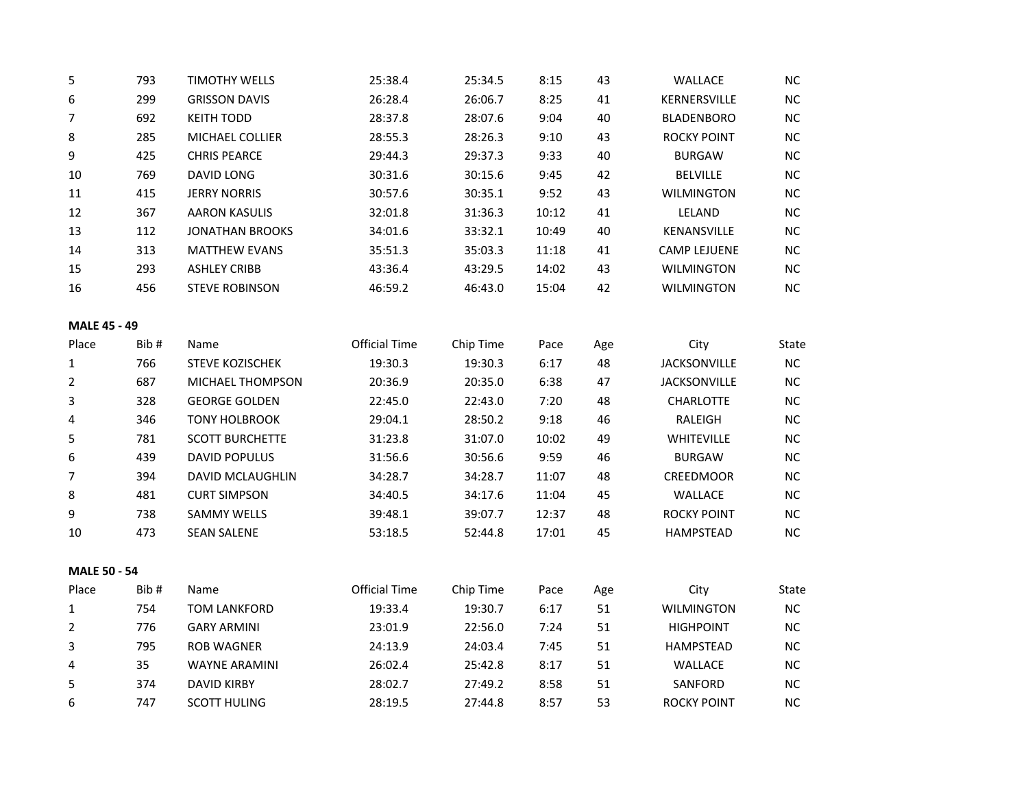| Place | Bib # | Name | Official Time | Chip Time | Pace | Age | City | State |
|---|---|---|---|---|---|---|---|---|
| 5 | 793 | TIMOTHY WELLS | 25:38.4 | 25:34.5 | 8:15 | 43 | WALLACE | NC |
| 6 | 299 | GRISSON DAVIS | 26:28.4 | 26:06.7 | 8:25 | 41 | KERNERSVILLE | NC |
| 7 | 692 | KEITH TODD | 28:37.8 | 28:07.6 | 9:04 | 40 | BLADENBORO | NC |
| 8 | 285 | MICHAEL COLLIER | 28:55.3 | 28:26.3 | 9:10 | 43 | ROCKY POINT | NC |
| 9 | 425 | CHRIS PEARCE | 29:44.3 | 29:37.3 | 9:33 | 40 | BURGAW | NC |
| 10 | 769 | DAVID LONG | 30:31.6 | 30:15.6 | 9:45 | 42 | BELVILLE | NC |
| 11 | 415 | JERRY NORRIS | 30:57.6 | 30:35.1 | 9:52 | 43 | WILMINGTON | NC |
| 12 | 367 | AARON KASULIS | 32:01.8 | 31:36.3 | 10:12 | 41 | LELAND | NC |
| 13 | 112 | JONATHAN BROOKS | 34:01.6 | 33:32.1 | 10:49 | 40 | KENANSVILLE | NC |
| 14 | 313 | MATTHEW EVANS | 35:51.3 | 35:03.3 | 11:18 | 41 | CAMP LEJUENE | NC |
| 15 | 293 | ASHLEY CRIBB | 43:36.4 | 43:29.5 | 14:02 | 43 | WILMINGTON | NC |
| 16 | 456 | STEVE ROBINSON | 46:59.2 | 46:43.0 | 15:04 | 42 | WILMINGTON | NC |

**MALE 45 - 49**

| Place | Bib # | Name | Official Time | Chip Time | Pace | Age | City | State |
|---|---|---|---|---|---|---|---|---|
| 1 | 766 | STEVE KOZISCHEK | 19:30.3 | 19:30.3 | 6:17 | 48 | JACKSONVILLE | NC |
| 2 | 687 | MICHAEL THOMPSON | 20:36.9 | 20:35.0 | 6:38 | 47 | JACKSONVILLE | NC |
| 3 | 328 | GEORGE GOLDEN | 22:45.0 | 22:43.0 | 7:20 | 48 | CHARLOTTE | NC |
| 4 | 346 | TONY HOLBROOK | 29:04.1 | 28:50.2 | 9:18 | 46 | RALEIGH | NC |
| 5 | 781 | SCOTT BURCHETTE | 31:23.8 | 31:07.0 | 10:02 | 49 | WHITEVILLE | NC |
| 6 | 439 | DAVID POPULUS | 31:56.6 | 30:56.6 | 9:59 | 46 | BURGAW | NC |
| 7 | 394 | DAVID MCLAUGHLIN | 34:28.7 | 34:28.7 | 11:07 | 48 | CREEDMOOR | NC |
| 8 | 481 | CURT SIMPSON | 34:40.5 | 34:17.6 | 11:04 | 45 | WALLACE | NC |
| 9 | 738 | SAMMY WELLS | 39:48.1 | 39:07.7 | 12:37 | 48 | ROCKY POINT | NC |
| 10 | 473 | SEAN SALENE | 53:18.5 | 52:44.8 | 17:01 | 45 | HAMPSTEAD | NC |

**MALE 50 - 54**

| Place | Bib # | Name | Official Time | Chip Time | Pace | Age | City | State |
|---|---|---|---|---|---|---|---|---|
| 1 | 754 | TOM LANKFORD | 19:33.4 | 19:30.7 | 6:17 | 51 | WILMINGTON | NC |
| 2 | 776 | GARY ARMINI | 23:01.9 | 22:56.0 | 7:24 | 51 | HIGHPOINT | NC |
| 3 | 795 | ROB WAGNER | 24:13.9 | 24:03.4 | 7:45 | 51 | HAMPSTEAD | NC |
| 4 | 35 | WAYNE ARAMINI | 26:02.4 | 25:42.8 | 8:17 | 51 | WALLACE | NC |
| 5 | 374 | DAVID KIRBY | 28:02.7 | 27:49.2 | 8:58 | 51 | SANFORD | NC |
| 6 | 747 | SCOTT HULING | 28:19.5 | 27:44.8 | 8:57 | 53 | ROCKY POINT | NC |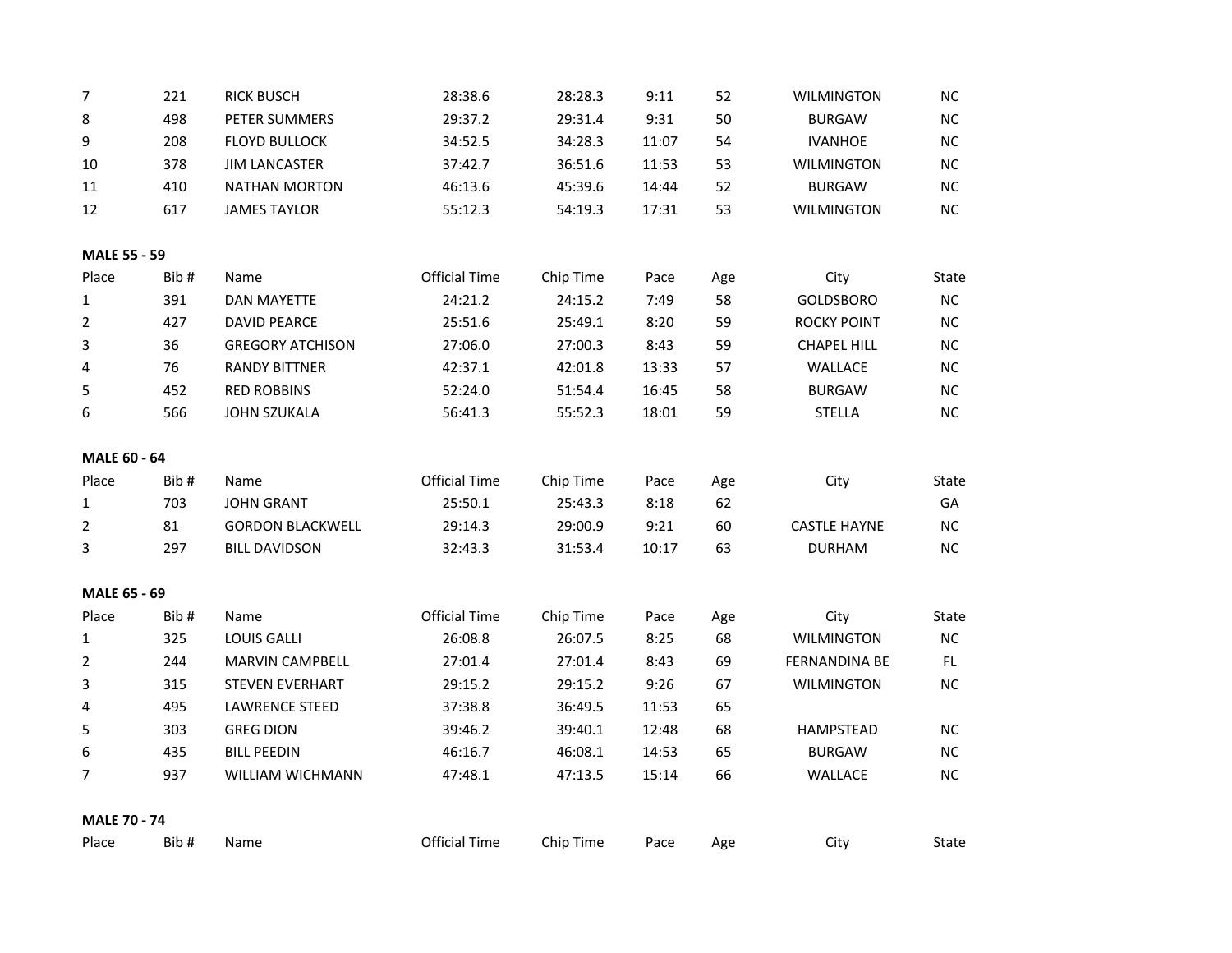| Place | Bib # | Name | Official Time | Chip Time | Pace | Age | City | State |
|---|---|---|---|---|---|---|---|---|
| 7 | 221 | RICK BUSCH | 28:38.6 | 28:28.3 | 9:11 | 52 | WILMINGTON | NC |
| 8 | 498 | PETER SUMMERS | 29:37.2 | 29:31.4 | 9:31 | 50 | BURGAW | NC |
| 9 | 208 | FLOYD BULLOCK | 34:52.5 | 34:28.3 | 11:07 | 54 | IVANHOE | NC |
| 10 | 378 | JIM LANCASTER | 37:42.7 | 36:51.6 | 11:53 | 53 | WILMINGTON | NC |
| 11 | 410 | NATHAN MORTON | 46:13.6 | 45:39.6 | 14:44 | 52 | BURGAW | NC |
| 12 | 617 | JAMES TAYLOR | 55:12.3 | 54:19.3 | 17:31 | 53 | WILMINGTON | NC |

**MALE 55 - 59**

| Place | Bib # | Name | Official Time | Chip Time | Pace | Age | City | State |
|---|---|---|---|---|---|---|---|---|
| 1 | 391 | DAN MAYETTE | 24:21.2 | 24:15.2 | 7:49 | 58 | GOLDSBORO | NC |
| 2 | 427 | DAVID PEARCE | 25:51.6 | 25:49.1 | 8:20 | 59 | ROCKY POINT | NC |
| 3 | 36 | GREGORY ATCHISON | 27:06.0 | 27:00.3 | 8:43 | 59 | CHAPEL HILL | NC |
| 4 | 76 | RANDY BITTNER | 42:37.1 | 42:01.8 | 13:33 | 57 | WALLACE | NC |
| 5 | 452 | RED ROBBINS | 52:24.0 | 51:54.4 | 16:45 | 58 | BURGAW | NC |
| 6 | 566 | JOHN SZUKALA | 56:41.3 | 55:52.3 | 18:01 | 59 | STELLA | NC |

**MALE 60 - 64**

| Place | Bib # | Name | Official Time | Chip Time | Pace | Age | City | State |
|---|---|---|---|---|---|---|---|---|
| 1 | 703 | JOHN GRANT | 25:50.1 | 25:43.3 | 8:18 | 62 | | GA |
| 2 | 81 | GORDON BLACKWELL | 29:14.3 | 29:00.9 | 9:21 | 60 | CASTLE HAYNE | NC |
| 3 | 297 | BILL DAVIDSON | 32:43.3 | 31:53.4 | 10:17 | 63 | DURHAM | NC |

**MALE 65 - 69**

| Place | Bib # | Name | Official Time | Chip Time | Pace | Age | City | State |
|---|---|---|---|---|---|---|---|---|
| 1 | 325 | LOUIS GALLI | 26:08.8 | 26:07.5 | 8:25 | 68 | WILMINGTON | NC |
| 2 | 244 | MARVIN CAMPBELL | 27:01.4 | 27:01.4 | 8:43 | 69 | FERNANDINA BE | FL |
| 3 | 315 | STEVEN EVERHART | 29:15.2 | 29:15.2 | 9:26 | 67 | WILMINGTON | NC |
| 4 | 495 | LAWRENCE STEED | 37:38.8 | 36:49.5 | 11:53 | 65 | | |
| 5 | 303 | GREG DION | 39:46.2 | 39:40.1 | 12:48 | 68 | HAMPSTEAD | NC |
| 6 | 435 | BILL PEEDIN | 46:16.7 | 46:08.1 | 14:53 | 65 | BURGAW | NC |
| 7 | 937 | WILLIAM WICHMANN | 47:48.1 | 47:13.5 | 15:14 | 66 | WALLACE | NC |

**MALE 70 - 74**

| Place | Bib # | Name | Official Time | Chip Time | Pace | Age | City | State |
|---|---|---|---|---|---|---|---|---|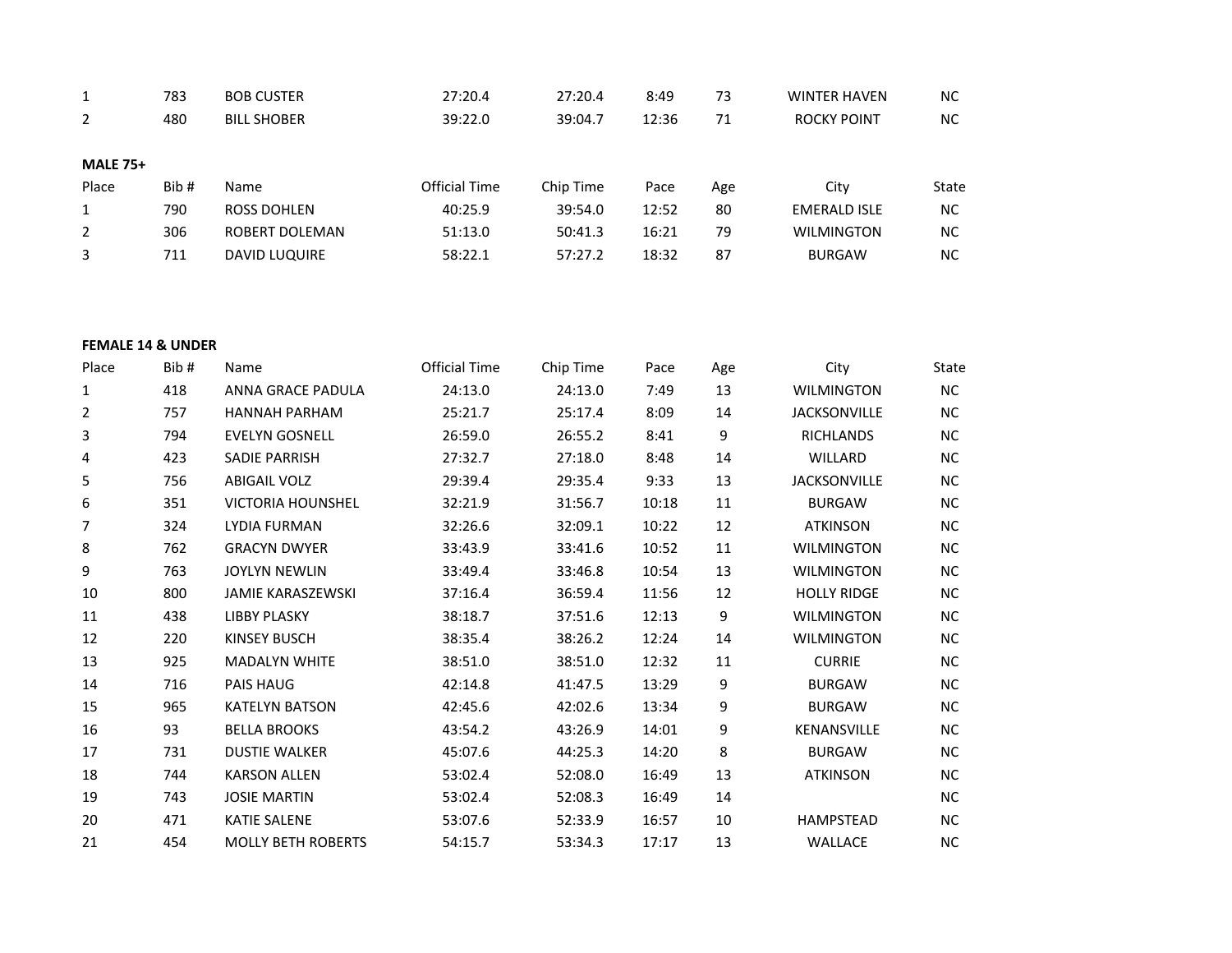| Place | Bib # | Name | Official Time | Chip Time | Pace | Age | City | State |
|---|---|---|---|---|---|---|---|---|
| 1 | 783 | BOB CUSTER | 27:20.4 | 27:20.4 | 8:49 | 73 | WINTER HAVEN | NC |
| 2 | 480 | BILL SHOBER | 39:22.0 | 39:04.7 | 12:36 | 71 | ROCKY POINT | NC |

**MALE 75+**

| Place | Bib # | Name | Official Time | Chip Time | Pace | Age | City | State |
|---|---|---|---|---|---|---|---|---|
| 1 | 790 | ROSS DOHLEN | 40:25.9 | 39:54.0 | 12:52 | 80 | EMERALD ISLE | NC |
| 2 | 306 | ROBERT DOLEMAN | 51:13.0 | 50:41.3 | 16:21 | 79 | WILMINGTON | NC |
| 3 | 711 | DAVID LUQUIRE | 58:22.1 | 57:27.2 | 18:32 | 87 | BURGAW | NC |

**FEMALE 14 & UNDER**

| Place | Bib # | Name | Official Time | Chip Time | Pace | Age | City | State |
|---|---|---|---|---|---|---|---|---|
| 1 | 418 | ANNA GRACE PADULA | 24:13.0 | 24:13.0 | 7:49 | 13 | WILMINGTON | NC |
| 2 | 757 | HANNAH PARHAM | 25:21.7 | 25:17.4 | 8:09 | 14 | JACKSONVILLE | NC |
| 3 | 794 | EVELYN GOSNELL | 26:59.0 | 26:55.2 | 8:41 | 9 | RICHLANDS | NC |
| 4 | 423 | SADIE PARRISH | 27:32.7 | 27:18.0 | 8:48 | 14 | WILLARD | NC |
| 5 | 756 | ABIGAIL VOLZ | 29:39.4 | 29:35.4 | 9:33 | 13 | JACKSONVILLE | NC |
| 6 | 351 | VICTORIA HOUNSHEL | 32:21.9 | 31:56.7 | 10:18 | 11 | BURGAW | NC |
| 7 | 324 | LYDIA FURMAN | 32:26.6 | 32:09.1 | 10:22 | 12 | ATKINSON | NC |
| 8 | 762 | GRACYN DWYER | 33:43.9 | 33:41.6 | 10:52 | 11 | WILMINGTON | NC |
| 9 | 763 | JOYLYN NEWLIN | 33:49.4 | 33:46.8 | 10:54 | 13 | WILMINGTON | NC |
| 10 | 800 | JAMIE KARASZEWSKI | 37:16.4 | 36:59.4 | 11:56 | 12 | HOLLY RIDGE | NC |
| 11 | 438 | LIBBY PLASKY | 38:18.7 | 37:51.6 | 12:13 | 9 | WILMINGTON | NC |
| 12 | 220 | KINSEY BUSCH | 38:35.4 | 38:26.2 | 12:24 | 14 | WILMINGTON | NC |
| 13 | 925 | MADALYN WHITE | 38:51.0 | 38:51.0 | 12:32 | 11 | CURRIE | NC |
| 14 | 716 | PAIS HAUG | 42:14.8 | 41:47.5 | 13:29 | 9 | BURGAW | NC |
| 15 | 965 | KATELYN BATSON | 42:45.6 | 42:02.6 | 13:34 | 9 | BURGAW | NC |
| 16 | 93 | BELLA BROOKS | 43:54.2 | 43:26.9 | 14:01 | 9 | KENANSVILLE | NC |
| 17 | 731 | DUSTIE WALKER | 45:07.6 | 44:25.3 | 14:20 | 8 | BURGAW | NC |
| 18 | 744 | KARSON ALLEN | 53:02.4 | 52:08.0 | 16:49 | 13 | ATKINSON | NC |
| 19 | 743 | JOSIE MARTIN | 53:02.4 | 52:08.3 | 16:49 | 14 | | NC |
| 20 | 471 | KATIE SALENE | 53:07.6 | 52:33.9 | 16:57 | 10 | HAMPSTEAD | NC |
| 21 | 454 | MOLLY BETH ROBERTS | 54:15.7 | 53:34.3 | 17:17 | 13 | WALLACE | NC |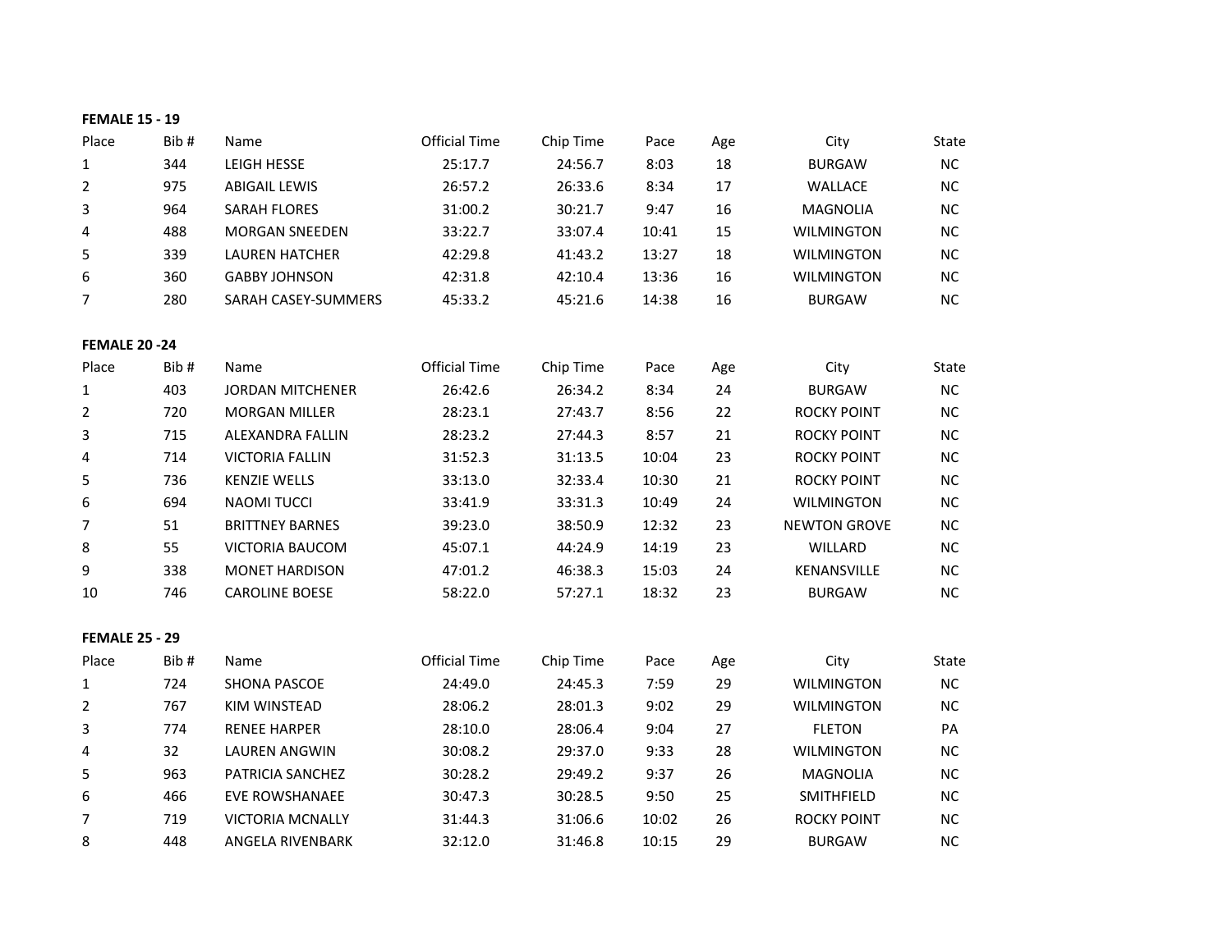**FEMALE 15 - 19**

| Place | Bib # | Name | Official Time | Chip Time | Pace | Age | City | State |
|---|---|---|---|---|---|---|---|---|
| 1 | 344 | LEIGH HESSE | 25:17.7 | 24:56.7 | 8:03 | 18 | BURGAW | NC |
| 2 | 975 | ABIGAIL LEWIS | 26:57.2 | 26:33.6 | 8:34 | 17 | WALLACE | NC |
| 3 | 964 | SARAH FLORES | 31:00.2 | 30:21.7 | 9:47 | 16 | MAGNOLIA | NC |
| 4 | 488 | MORGAN SNEEDEN | 33:22.7 | 33:07.4 | 10:41 | 15 | WILMINGTON | NC |
| 5 | 339 | LAUREN HATCHER | 42:29.8 | 41:43.2 | 13:27 | 18 | WILMINGTON | NC |
| 6 | 360 | GABBY JOHNSON | 42:31.8 | 42:10.4 | 13:36 | 16 | WILMINGTON | NC |
| 7 | 280 | SARAH CASEY-SUMMERS | 45:33.2 | 45:21.6 | 14:38 | 16 | BURGAW | NC |

**FEMALE 20 -24**

| Place | Bib # | Name | Official Time | Chip Time | Pace | Age | City | State |
|---|---|---|---|---|---|---|---|---|
| 1 | 403 | JORDAN MITCHENER | 26:42.6 | 26:34.2 | 8:34 | 24 | BURGAW | NC |
| 2 | 720 | MORGAN MILLER | 28:23.1 | 27:43.7 | 8:56 | 22 | ROCKY POINT | NC |
| 3 | 715 | ALEXANDRA FALLIN | 28:23.2 | 27:44.3 | 8:57 | 21 | ROCKY POINT | NC |
| 4 | 714 | VICTORIA FALLIN | 31:52.3 | 31:13.5 | 10:04 | 23 | ROCKY POINT | NC |
| 5 | 736 | KENZIE WELLS | 33:13.0 | 32:33.4 | 10:30 | 21 | ROCKY POINT | NC |
| 6 | 694 | NAOMI TUCCI | 33:41.9 | 33:31.3 | 10:49 | 24 | WILMINGTON | NC |
| 7 | 51 | BRITTNEY BARNES | 39:23.0 | 38:50.9 | 12:32 | 23 | NEWTON GROVE | NC |
| 8 | 55 | VICTORIA BAUCOM | 45:07.1 | 44:24.9 | 14:19 | 23 | WILLARD | NC |
| 9 | 338 | MONET HARDISON | 47:01.2 | 46:38.3 | 15:03 | 24 | KENANSVILLE | NC |
| 10 | 746 | CAROLINE BOESE | 58:22.0 | 57:27.1 | 18:32 | 23 | BURGAW | NC |

**FEMALE 25 - 29**

| Place | Bib # | Name | Official Time | Chip Time | Pace | Age | City | State |
|---|---|---|---|---|---|---|---|---|
| 1 | 724 | SHONA PASCOE | 24:49.0 | 24:45.3 | 7:59 | 29 | WILMINGTON | NC |
| 2 | 767 | KIM WINSTEAD | 28:06.2 | 28:01.3 | 9:02 | 29 | WILMINGTON | NC |
| 3 | 774 | RENEE HARPER | 28:10.0 | 28:06.4 | 9:04 | 27 | FLETON | PA |
| 4 | 32 | LAUREN ANGWIN | 30:08.2 | 29:37.0 | 9:33 | 28 | WILMINGTON | NC |
| 5 | 963 | PATRICIA SANCHEZ | 30:28.2 | 29:49.2 | 9:37 | 26 | MAGNOLIA | NC |
| 6 | 466 | EVE ROWSHANAEE | 30:47.3 | 30:28.5 | 9:50 | 25 | SMITHFIELD | NC |
| 7 | 719 | VICTORIA MCNALLY | 31:44.3 | 31:06.6 | 10:02 | 26 | ROCKY POINT | NC |
| 8 | 448 | ANGELA RIVENBARK | 32:12.0 | 31:46.8 | 10:15 | 29 | BURGAW | NC |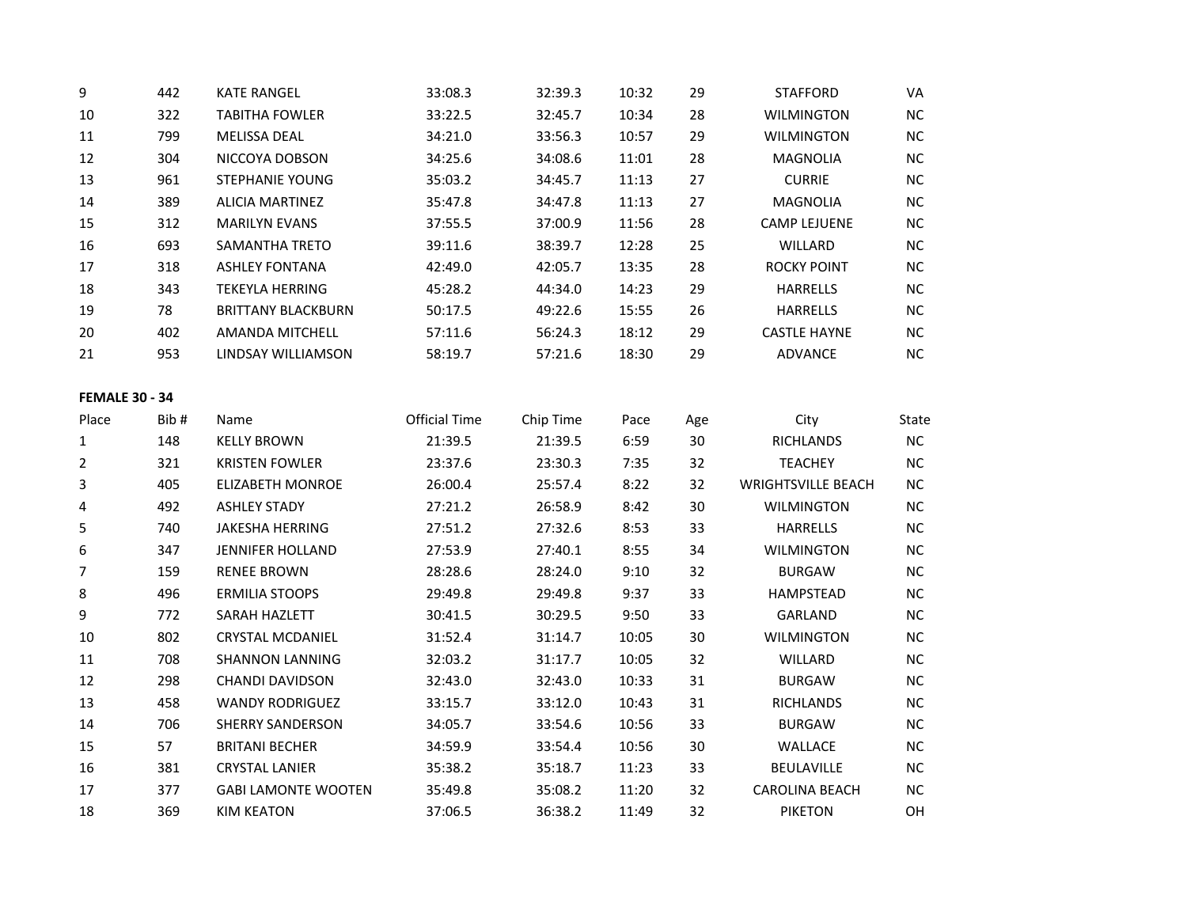| | | | | | | | | |
|---|---|---|---|---|---|---|---|---|
| 9 | 442 | KATE RANGEL | 33:08.3 | 32:39.3 | 10:32 | 29 | STAFFORD | VA |
| 10 | 322 | TABITHA FOWLER | 33:22.5 | 32:45.7 | 10:34 | 28 | WILMINGTON | NC |
| 11 | 799 | MELISSA DEAL | 34:21.0 | 33:56.3 | 10:57 | 29 | WILMINGTON | NC |
| 12 | 304 | NICCOYA DOBSON | 34:25.6 | 34:08.6 | 11:01 | 28 | MAGNOLIA | NC |
| 13 | 961 | STEPHANIE YOUNG | 35:03.2 | 34:45.7 | 11:13 | 27 | CURRIE | NC |
| 14 | 389 | ALICIA MARTINEZ | 35:47.8 | 34:47.8 | 11:13 | 27 | MAGNOLIA | NC |
| 15 | 312 | MARILYN EVANS | 37:55.5 | 37:00.9 | 11:56 | 28 | CAMP LEJUENE | NC |
| 16 | 693 | SAMANTHA TRETO | 39:11.6 | 38:39.7 | 12:28 | 25 | WILLARD | NC |
| 17 | 318 | ASHLEY FONTANA | 42:49.0 | 42:05.7 | 13:35 | 28 | ROCKY POINT | NC |
| 18 | 343 | TEKEYLA HERRING | 45:28.2 | 44:34.0 | 14:23 | 29 | HARRELLS | NC |
| 19 | 78 | BRITTANY BLACKBURN | 50:17.5 | 49:22.6 | 15:55 | 26 | HARRELLS | NC |
| 20 | 402 | AMANDA MITCHELL | 57:11.6 | 56:24.3 | 18:12 | 29 | CASTLE HAYNE | NC |
| 21 | 953 | LINDSAY WILLIAMSON | 58:19.7 | 57:21.6 | 18:30 | 29 | ADVANCE | NC |

**FEMALE 30 - 34**

| Place | Bib # | Name | Official Time | Chip Time | Pace | Age | City | State |
|---|---|---|---|---|---|---|---|---|
| 1 | 148 | KELLY BROWN | 21:39.5 | 21:39.5 | 6:59 | 30 | RICHLANDS | NC |
| 2 | 321 | KRISTEN FOWLER | 23:37.6 | 23:30.3 | 7:35 | 32 | TEACHEY | NC |
| 3 | 405 | ELIZABETH MONROE | 26:00.4 | 25:57.4 | 8:22 | 32 | WRIGHTSVILLE BEACH | NC |
| 4 | 492 | ASHLEY STADY | 27:21.2 | 26:58.9 | 8:42 | 30 | WILMINGTON | NC |
| 5 | 740 | JAKESHA HERRING | 27:51.2 | 27:32.6 | 8:53 | 33 | HARRELLS | NC |
| 6 | 347 | JENNIFER HOLLAND | 27:53.9 | 27:40.1 | 8:55 | 34 | WILMINGTON | NC |
| 7 | 159 | RENEE BROWN | 28:28.6 | 28:24.0 | 9:10 | 32 | BURGAW | NC |
| 8 | 496 | ERMILIA STOOPS | 29:49.8 | 29:49.8 | 9:37 | 33 | HAMPSTEAD | NC |
| 9 | 772 | SARAH HAZLETT | 30:41.5 | 30:29.5 | 9:50 | 33 | GARLAND | NC |
| 10 | 802 | CRYSTAL MCDANIEL | 31:52.4 | 31:14.7 | 10:05 | 30 | WILMINGTON | NC |
| 11 | 708 | SHANNON LANNING | 32:03.2 | 31:17.7 | 10:05 | 32 | WILLARD | NC |
| 12 | 298 | CHANDI DAVIDSON | 32:43.0 | 32:43.0 | 10:33 | 31 | BURGAW | NC |
| 13 | 458 | WANDY RODRIGUEZ | 33:15.7 | 33:12.0 | 10:43 | 31 | RICHLANDS | NC |
| 14 | 706 | SHERRY SANDERSON | 34:05.7 | 33:54.6 | 10:56 | 33 | BURGAW | NC |
| 15 | 57 | BRITANI BECHER | 34:59.9 | 33:54.4 | 10:56 | 30 | WALLACE | NC |
| 16 | 381 | CRYSTAL LANIER | 35:38.2 | 35:18.7 | 11:23 | 33 | BEULAVILLE | NC |
| 17 | 377 | GABI LAMONTE WOOTEN | 35:49.8 | 35:08.2 | 11:20 | 32 | CAROLINA BEACH | NC |
| 18 | 369 | KIM KEATON | 37:06.5 | 36:38.2 | 11:49 | 32 | PIKETON | OH |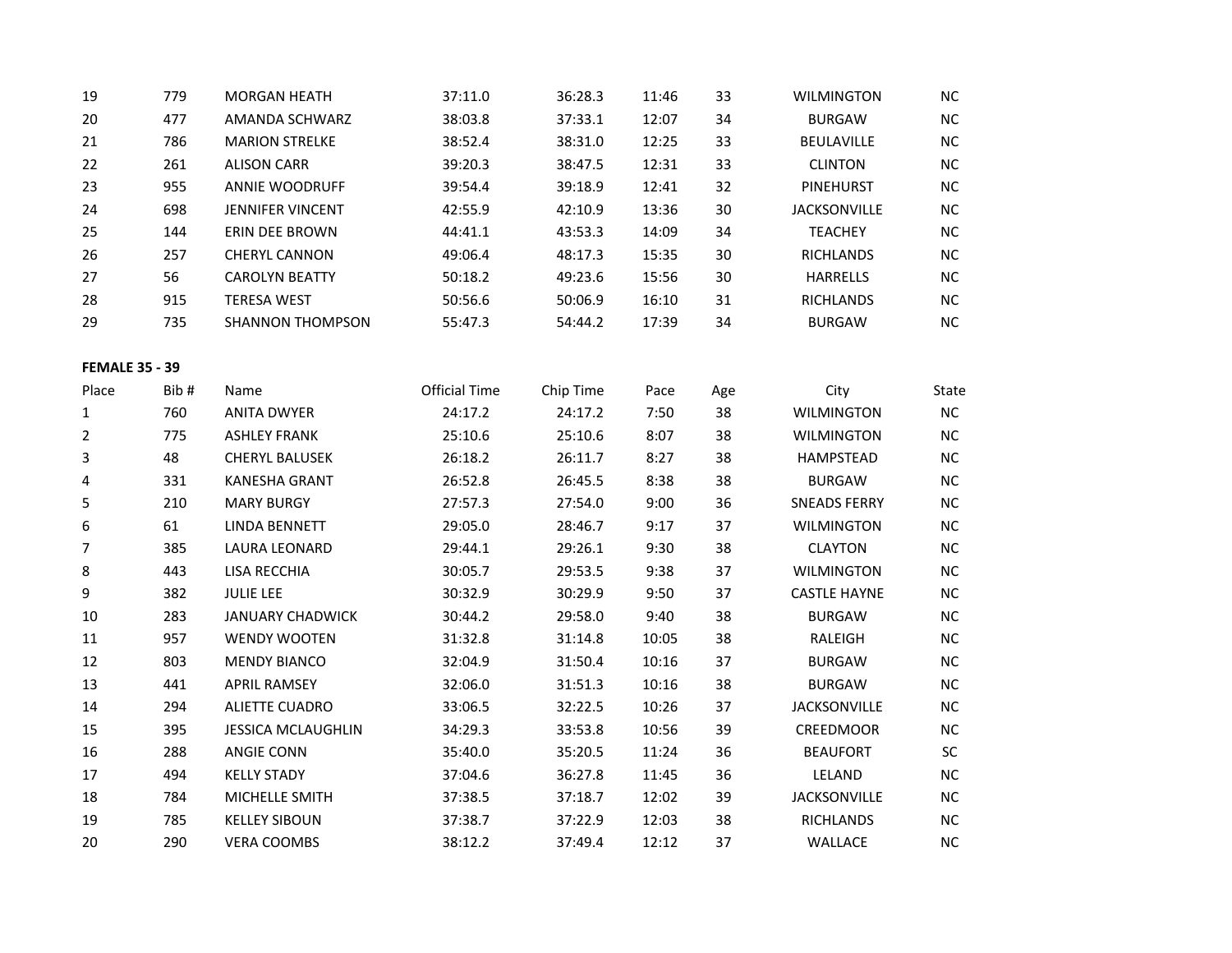| | | | | | | | | |
|---|---|---|---|---|---|---|---|---|
| 19 | 779 | MORGAN HEATH | 37:11.0 | 36:28.3 | 11:46 | 33 | WILMINGTON | NC |
| 20 | 477 | AMANDA SCHWARZ | 38:03.8 | 37:33.1 | 12:07 | 34 | BURGAW | NC |
| 21 | 786 | MARION STRELKE | 38:52.4 | 38:31.0 | 12:25 | 33 | BEULAVILLE | NC |
| 22 | 261 | ALISON CARR | 39:20.3 | 38:47.5 | 12:31 | 33 | CLINTON | NC |
| 23 | 955 | ANNIE WOODRUFF | 39:54.4 | 39:18.9 | 12:41 | 32 | PINEHURST | NC |
| 24 | 698 | JENNIFER VINCENT | 42:55.9 | 42:10.9 | 13:36 | 30 | JACKSONVILLE | NC |
| 25 | 144 | ERIN DEE BROWN | 44:41.1 | 43:53.3 | 14:09 | 34 | TEACHEY | NC |
| 26 | 257 | CHERYL CANNON | 49:06.4 | 48:17.3 | 15:35 | 30 | RICHLANDS | NC |
| 27 | 56 | CAROLYN BEATTY | 50:18.2 | 49:23.6 | 15:56 | 30 | HARRELLS | NC |
| 28 | 915 | TERESA WEST | 50:56.6 | 50:06.9 | 16:10 | 31 | RICHLANDS | NC |
| 29 | 735 | SHANNON THOMPSON | 55:47.3 | 54:44.2 | 17:39 | 34 | BURGAW | NC |

**FEMALE 35 - 39**

| Place | Bib # | Name | Official Time | Chip Time | Pace | Age | City | State |
|---|---|---|---|---|---|---|---|---|
| 1 | 760 | ANITA DWYER | 24:17.2 | 24:17.2 | 7:50 | 38 | WILMINGTON | NC |
| 2 | 775 | ASHLEY FRANK | 25:10.6 | 25:10.6 | 8:07 | 38 | WILMINGTON | NC |
| 3 | 48 | CHERYL BALUSEK | 26:18.2 | 26:11.7 | 8:27 | 38 | HAMPSTEAD | NC |
| 4 | 331 | KANESHA GRANT | 26:52.8 | 26:45.5 | 8:38 | 38 | BURGAW | NC |
| 5 | 210 | MARY BURGY | 27:57.3 | 27:54.0 | 9:00 | 36 | SNEADS FERRY | NC |
| 6 | 61 | LINDA BENNETT | 29:05.0 | 28:46.7 | 9:17 | 37 | WILMINGTON | NC |
| 7 | 385 | LAURA LEONARD | 29:44.1 | 29:26.1 | 9:30 | 38 | CLAYTON | NC |
| 8 | 443 | LISA RECCHIA | 30:05.7 | 29:53.5 | 9:38 | 37 | WILMINGTON | NC |
| 9 | 382 | JULIE LEE | 30:32.9 | 30:29.9 | 9:50 | 37 | CASTLE HAYNE | NC |
| 10 | 283 | JANUARY CHADWICK | 30:44.2 | 29:58.0 | 9:40 | 38 | BURGAW | NC |
| 11 | 957 | WENDY WOOTEN | 31:32.8 | 31:14.8 | 10:05 | 38 | RALEIGH | NC |
| 12 | 803 | MENDY BIANCO | 32:04.9 | 31:50.4 | 10:16 | 37 | BURGAW | NC |
| 13 | 441 | APRIL RAMSEY | 32:06.0 | 31:51.3 | 10:16 | 38 | BURGAW | NC |
| 14 | 294 | ALIETTE CUADRO | 33:06.5 | 32:22.5 | 10:26 | 37 | JACKSONVILLE | NC |
| 15 | 395 | JESSICA MCLAUGHLIN | 34:29.3 | 33:53.8 | 10:56 | 39 | CREEDMOOR | NC |
| 16 | 288 | ANGIE CONN | 35:40.0 | 35:20.5 | 11:24 | 36 | BEAUFORT | SC |
| 17 | 494 | KELLY STADY | 37:04.6 | 36:27.8 | 11:45 | 36 | LELAND | NC |
| 18 | 784 | MICHELLE SMITH | 37:38.5 | 37:18.7 | 12:02 | 39 | JACKSONVILLE | NC |
| 19 | 785 | KELLEY SIBOUN | 37:38.7 | 37:22.9 | 12:03 | 38 | RICHLANDS | NC |
| 20 | 290 | VERA COOMBS | 38:12.2 | 37:49.4 | 12:12 | 37 | WALLACE | NC |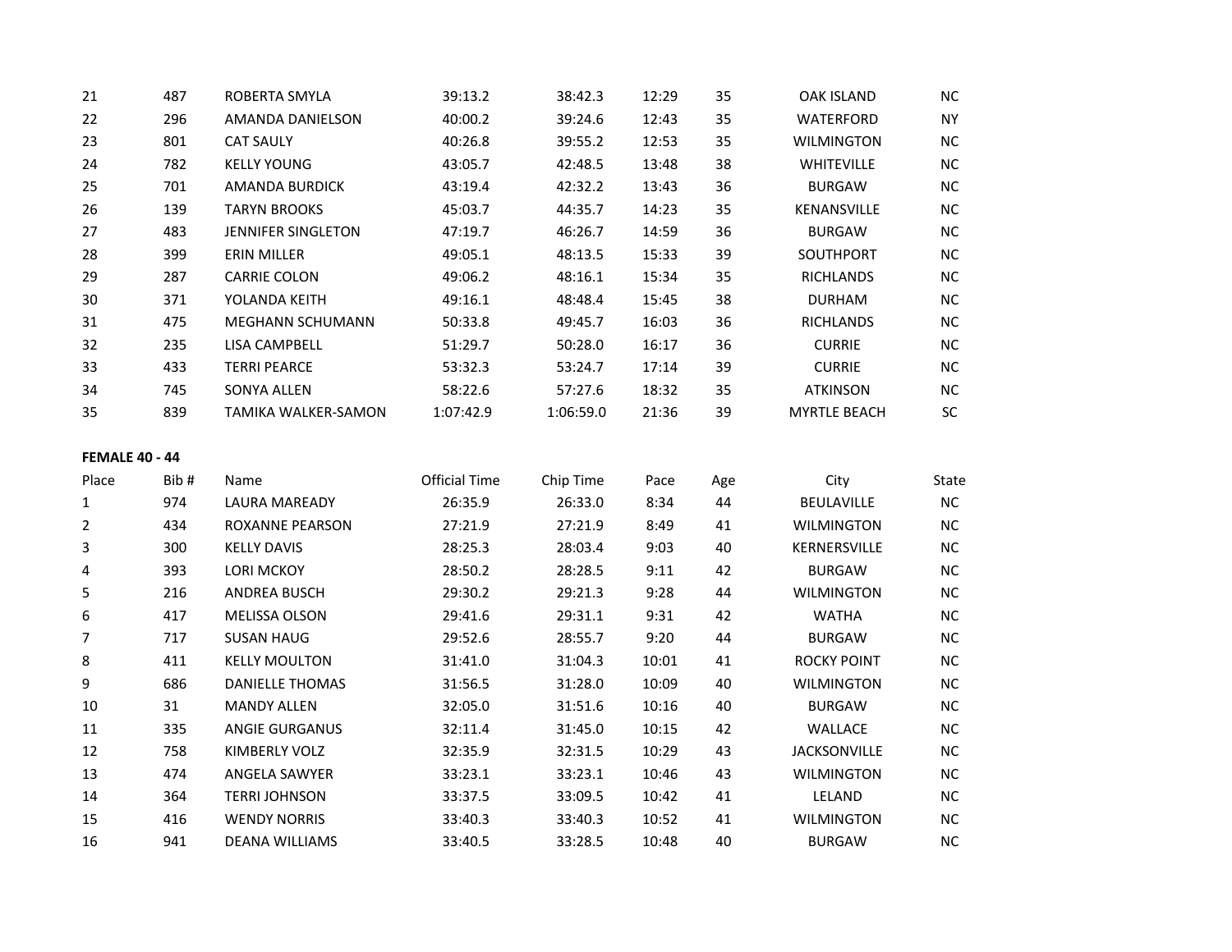| | | | | | | | | |
|---|---|---|---|---|---|---|---|---|
| 21 | 487 | ROBERTA SMYLA | 39:13.2 | 38:42.3 | 12:29 | 35 | OAK ISLAND | NC |
| 22 | 296 | AMANDA DANIELSON | 40:00.2 | 39:24.6 | 12:43 | 35 | WATERFORD | NY |
| 23 | 801 | CAT SAULY | 40:26.8 | 39:55.2 | 12:53 | 35 | WILMINGTON | NC |
| 24 | 782 | KELLY YOUNG | 43:05.7 | 42:48.5 | 13:48 | 38 | WHITEVILLE | NC |
| 25 | 701 | AMANDA BURDICK | 43:19.4 | 42:32.2 | 13:43 | 36 | BURGAW | NC |
| 26 | 139 | TARYN BROOKS | 45:03.7 | 44:35.7 | 14:23 | 35 | KENANSVILLE | NC |
| 27 | 483 | JENNIFER SINGLETON | 47:19.7 | 46:26.7 | 14:59 | 36 | BURGAW | NC |
| 28 | 399 | ERIN MILLER | 49:05.1 | 48:13.5 | 15:33 | 39 | SOUTHPORT | NC |
| 29 | 287 | CARRIE COLON | 49:06.2 | 48:16.1 | 15:34 | 35 | RICHLANDS | NC |
| 30 | 371 | YOLANDA KEITH | 49:16.1 | 48:48.4 | 15:45 | 38 | DURHAM | NC |
| 31 | 475 | MEGHANN SCHUMANN | 50:33.8 | 49:45.7 | 16:03 | 36 | RICHLANDS | NC |
| 32 | 235 | LISA CAMPBELL | 51:29.7 | 50:28.0 | 16:17 | 36 | CURRIE | NC |
| 33 | 433 | TERRI PEARCE | 53:32.3 | 53:24.7 | 17:14 | 39 | CURRIE | NC |
| 34 | 745 | SONYA ALLEN | 58:22.6 | 57:27.6 | 18:32 | 35 | ATKINSON | NC |
| 35 | 839 | TAMIKA WALKER-SAMON | 1:07:42.9 | 1:06:59.0 | 21:36 | 39 | MYRTLE BEACH | SC |

**FEMALE 40 - 44**

| Place | Bib # | Name | Official Time | Chip Time | Pace | Age | City | State |
|---|---|---|---|---|---|---|---|---|
| 1 | 974 | LAURA MAREADY | 26:35.9 | 26:33.0 | 8:34 | 44 | BEULAVILLE | NC |
| 2 | 434 | ROXANNE PEARSON | 27:21.9 | 27:21.9 | 8:49 | 41 | WILMINGTON | NC |
| 3 | 300 | KELLY DAVIS | 28:25.3 | 28:03.4 | 9:03 | 40 | KERNERSVILLE | NC |
| 4 | 393 | LORI MCKOY | 28:50.2 | 28:28.5 | 9:11 | 42 | BURGAW | NC |
| 5 | 216 | ANDREA BUSCH | 29:30.2 | 29:21.3 | 9:28 | 44 | WILMINGTON | NC |
| 6 | 417 | MELISSA OLSON | 29:41.6 | 29:31.1 | 9:31 | 42 | WATHA | NC |
| 7 | 717 | SUSAN HAUG | 29:52.6 | 28:55.7 | 9:20 | 44 | BURGAW | NC |
| 8 | 411 | KELLY MOULTON | 31:41.0 | 31:04.3 | 10:01 | 41 | ROCKY POINT | NC |
| 9 | 686 | DANIELLE THOMAS | 31:56.5 | 31:28.0 | 10:09 | 40 | WILMINGTON | NC |
| 10 | 31 | MANDY ALLEN | 32:05.0 | 31:51.6 | 10:16 | 40 | BURGAW | NC |
| 11 | 335 | ANGIE GURGANUS | 32:11.4 | 31:45.0 | 10:15 | 42 | WALLACE | NC |
| 12 | 758 | KIMBERLY VOLZ | 32:35.9 | 32:31.5 | 10:29 | 43 | JACKSONVILLE | NC |
| 13 | 474 | ANGELA SAWYER | 33:23.1 | 33:23.1 | 10:46 | 43 | WILMINGTON | NC |
| 14 | 364 | TERRI JOHNSON | 33:37.5 | 33:09.5 | 10:42 | 41 | LELAND | NC |
| 15 | 416 | WENDY NORRIS | 33:40.3 | 33:40.3 | 10:52 | 41 | WILMINGTON | NC |
| 16 | 941 | DEANA WILLIAMS | 33:40.5 | 33:28.5 | 10:48 | 40 | BURGAW | NC |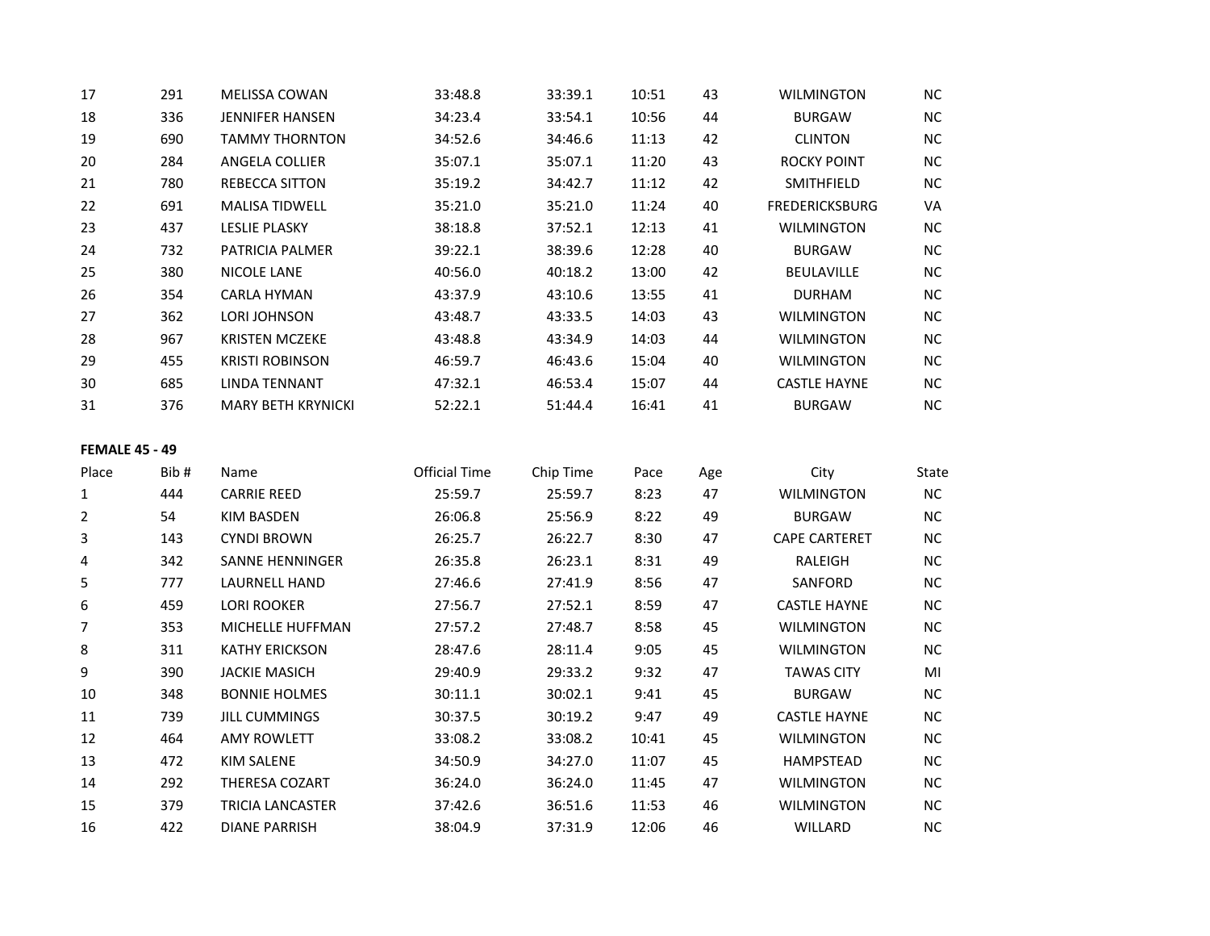| Place | Bib # | Name | Official Time | Chip Time | Pace | Age | City | State |
|---|---|---|---|---|---|---|---|---|
| 17 | 291 | MELISSA COWAN | 33:48.8 | 33:39.1 | 10:51 | 43 | WILMINGTON | NC |
| 18 | 336 | JENNIFER HANSEN | 34:23.4 | 33:54.1 | 10:56 | 44 | BURGAW | NC |
| 19 | 690 | TAMMY THORNTON | 34:52.6 | 34:46.6 | 11:13 | 42 | CLINTON | NC |
| 20 | 284 | ANGELA COLLIER | 35:07.1 | 35:07.1 | 11:20 | 43 | ROCKY POINT | NC |
| 21 | 780 | REBECCA SITTON | 35:19.2 | 34:42.7 | 11:12 | 42 | SMITHFIELD | NC |
| 22 | 691 | MALISA TIDWELL | 35:21.0 | 35:21.0 | 11:24 | 40 | FREDERICKSBURG | VA |
| 23 | 437 | LESLIE PLASKY | 38:18.8 | 37:52.1 | 12:13 | 41 | WILMINGTON | NC |
| 24 | 732 | PATRICIA PALMER | 39:22.1 | 38:39.6 | 12:28 | 40 | BURGAW | NC |
| 25 | 380 | NICOLE LANE | 40:56.0 | 40:18.2 | 13:00 | 42 | BEULAVILLE | NC |
| 26 | 354 | CARLA HYMAN | 43:37.9 | 43:10.6 | 13:55 | 41 | DURHAM | NC |
| 27 | 362 | LORI JOHNSON | 43:48.7 | 43:33.5 | 14:03 | 43 | WILMINGTON | NC |
| 28 | 967 | KRISTEN MCZEKE | 43:48.8 | 43:34.9 | 14:03 | 44 | WILMINGTON | NC |
| 29 | 455 | KRISTI ROBINSON | 46:59.7 | 46:43.6 | 15:04 | 40 | WILMINGTON | NC |
| 30 | 685 | LINDA TENNANT | 47:32.1 | 46:53.4 | 15:07 | 44 | CASTLE HAYNE | NC |
| 31 | 376 | MARY BETH KRYNICKI | 52:22.1 | 51:44.4 | 16:41 | 41 | BURGAW | NC |

**FEMALE 45 - 49**

| Place | Bib # | Name | Official Time | Chip Time | Pace | Age | City | State |
|---|---|---|---|---|---|---|---|---|
| 1 | 444 | CARRIE REED | 25:59.7 | 25:59.7 | 8:23 | 47 | WILMINGTON | NC |
| 2 | 54 | KIM BASDEN | 26:06.8 | 25:56.9 | 8:22 | 49 | BURGAW | NC |
| 3 | 143 | CYNDI BROWN | 26:25.7 | 26:22.7 | 8:30 | 47 | CAPE CARTERET | NC |
| 4 | 342 | SANNE HENNINGER | 26:35.8 | 26:23.1 | 8:31 | 49 | RALEIGH | NC |
| 5 | 777 | LAURNELL HAND | 27:46.6 | 27:41.9 | 8:56 | 47 | SANFORD | NC |
| 6 | 459 | LORI ROOKER | 27:56.7 | 27:52.1 | 8:59 | 47 | CASTLE HAYNE | NC |
| 7 | 353 | MICHELLE HUFFMAN | 27:57.2 | 27:48.7 | 8:58 | 45 | WILMINGTON | NC |
| 8 | 311 | KATHY ERICKSON | 28:47.6 | 28:11.4 | 9:05 | 45 | WILMINGTON | NC |
| 9 | 390 | JACKIE MASICH | 29:40.9 | 29:33.2 | 9:32 | 47 | TAWAS CITY | MI |
| 10 | 348 | BONNIE HOLMES | 30:11.1 | 30:02.1 | 9:41 | 45 | BURGAW | NC |
| 11 | 739 | JILL CUMMINGS | 30:37.5 | 30:19.2 | 9:47 | 49 | CASTLE HAYNE | NC |
| 12 | 464 | AMY ROWLETT | 33:08.2 | 33:08.2 | 10:41 | 45 | WILMINGTON | NC |
| 13 | 472 | KIM SALENE | 34:50.9 | 34:27.0 | 11:07 | 45 | HAMPSTEAD | NC |
| 14 | 292 | THERESA COZART | 36:24.0 | 36:24.0 | 11:45 | 47 | WILMINGTON | NC |
| 15 | 379 | TRICIA LANCASTER | 37:42.6 | 36:51.6 | 11:53 | 46 | WILMINGTON | NC |
| 16 | 422 | DIANE PARRISH | 38:04.9 | 37:31.9 | 12:06 | 46 | WILLARD | NC |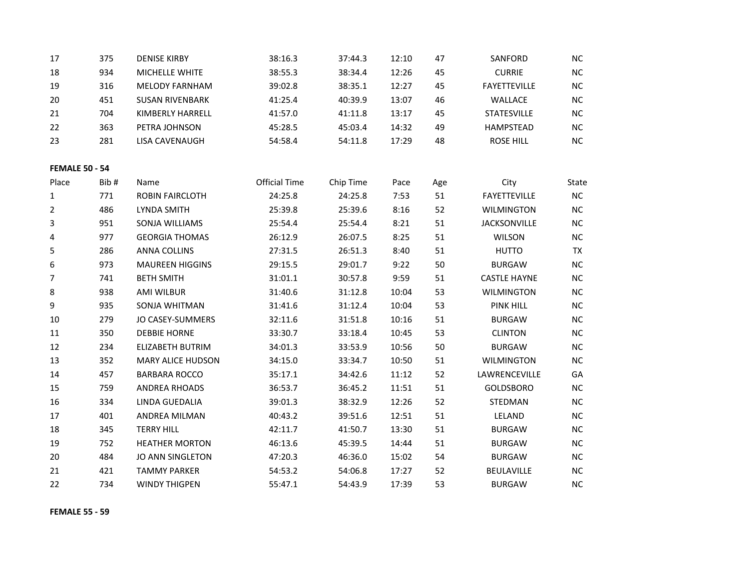| 17 | 375 | DENISE KIRBY | 38:16.3 | 37:44.3 | 12:10 | 47 | SANFORD | NC |
|---|---|---|---|---|---|---|---|---|
| 18 | 934 | MICHELLE WHITE | 38:55.3 | 38:34.4 | 12:26 | 45 | CURRIE | NC |
| 19 | 316 | MELODY FARNHAM | 39:02.8 | 38:35.1 | 12:27 | 45 | FAYETTEVILLE | NC |
| 20 | 451 | SUSAN RIVENBARK | 41:25.4 | 40:39.9 | 13:07 | 46 | WALLACE | NC |
| 21 | 704 | KIMBERLY HARRELL | 41:57.0 | 41:11.8 | 13:17 | 45 | STATESVILLE | NC |
| 22 | 363 | PETRA JOHNSON | 45:28.5 | 45:03.4 | 14:32 | 49 | HAMPSTEAD | NC |
| 23 | 281 | LISA CAVENAUGH | 54:58.4 | 54:11.8 | 17:29 | 48 | ROSE HILL | NC |

**FEMALE 50 - 54**

| Place | Bib # | Name | Official Time | Chip Time | Pace | Age | City | State |
|---|---|---|---|---|---|---|---|---|
| 1 | 771 | ROBIN FAIRCLOTH | 24:25.8 | 24:25.8 | 7:53 | 51 | FAYETTEVILLE | NC |
| 2 | 486 | LYNDA SMITH | 25:39.8 | 25:39.6 | 8:16 | 52 | WILMINGTON | NC |
| 3 | 951 | SONJA WILLIAMS | 25:54.4 | 25:54.4 | 8:21 | 51 | JACKSONVILLE | NC |
| 4 | 977 | GEORGIA THOMAS | 26:12.9 | 26:07.5 | 8:25 | 51 | WILSON | NC |
| 5 | 286 | ANNA COLLINS | 27:31.5 | 26:51.3 | 8:40 | 51 | HUTTO | TX |
| 6 | 973 | MAUREEN HIGGINS | 29:15.5 | 29:01.7 | 9:22 | 50 | BURGAW | NC |
| 7 | 741 | BETH SMITH | 31:01.1 | 30:57.8 | 9:59 | 51 | CASTLE HAYNE | NC |
| 8 | 938 | AMI WILBUR | 31:40.6 | 31:12.8 | 10:04 | 53 | WILMINGTON | NC |
| 9 | 935 | SONJA WHITMAN | 31:41.6 | 31:12.4 | 10:04 | 53 | PINK HILL | NC |
| 10 | 279 | JO CASEY-SUMMERS | 32:11.6 | 31:51.8 | 10:16 | 51 | BURGAW | NC |
| 11 | 350 | DEBBIE HORNE | 33:30.7 | 33:18.4 | 10:45 | 53 | CLINTON | NC |
| 12 | 234 | ELIZABETH BUTRIM | 34:01.3 | 33:53.9 | 10:56 | 50 | BURGAW | NC |
| 13 | 352 | MARY ALICE HUDSON | 34:15.0 | 33:34.7 | 10:50 | 51 | WILMINGTON | NC |
| 14 | 457 | BARBARA ROCCO | 35:17.1 | 34:42.6 | 11:12 | 52 | LAWRENCEVILLE | GA |
| 15 | 759 | ANDREA RHOADS | 36:53.7 | 36:45.2 | 11:51 | 51 | GOLDSBORO | NC |
| 16 | 334 | LINDA GUEDALIA | 39:01.3 | 38:32.9 | 12:26 | 52 | STEDMAN | NC |
| 17 | 401 | ANDREA MILMAN | 40:43.2 | 39:51.6 | 12:51 | 51 | LELAND | NC |
| 18 | 345 | TERRY HILL | 42:11.7 | 41:50.7 | 13:30 | 51 | BURGAW | NC |
| 19 | 752 | HEATHER MORTON | 46:13.6 | 45:39.5 | 14:44 | 51 | BURGAW | NC |
| 20 | 484 | JO ANN SINGLETON | 47:20.3 | 46:36.0 | 15:02 | 54 | BURGAW | NC |
| 21 | 421 | TAMMY PARKER | 54:53.2 | 54:06.8 | 17:27 | 52 | BEULAVILLE | NC |
| 22 | 734 | WINDY THIGPEN | 55:47.1 | 54:43.9 | 17:39 | 53 | BURGAW | NC |

**FEMALE 55 - 59**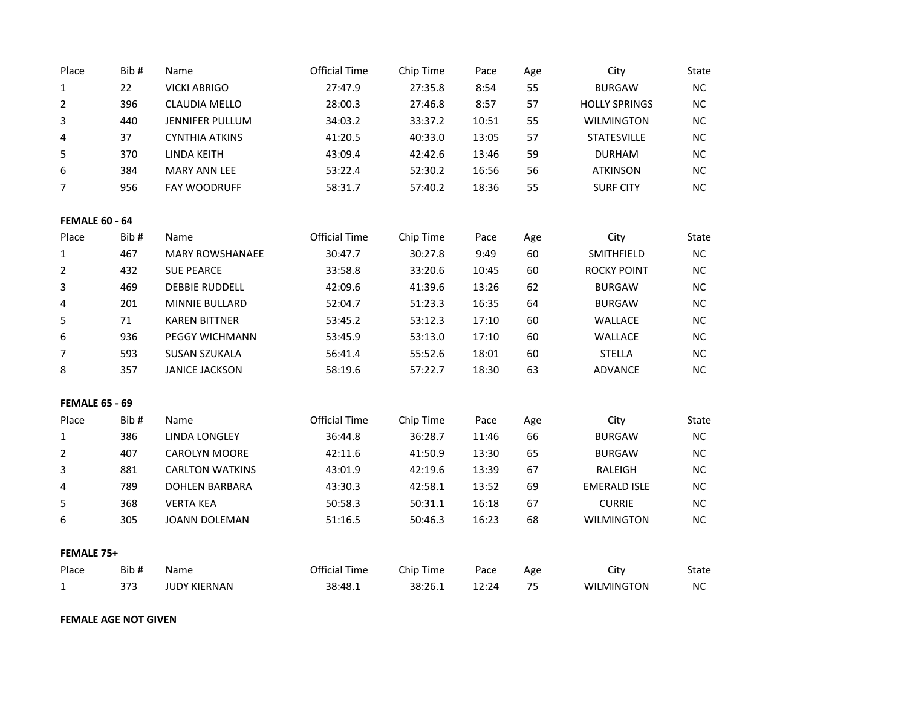| Place | Bib # | Name | Official Time | Chip Time | Pace | Age | City | State |
|---|---|---|---|---|---|---|---|---|
| 1 | 22 | VICKI ABRIGO | 27:47.9 | 27:35.8 | 8:54 | 55 | BURGAW | NC |
| 2 | 396 | CLAUDIA MELLO | 28:00.3 | 27:46.8 | 8:57 | 57 | HOLLY SPRINGS | NC |
| 3 | 440 | JENNIFER PULLUM | 34:03.2 | 33:37.2 | 10:51 | 55 | WILMINGTON | NC |
| 4 | 37 | CYNTHIA ATKINS | 41:20.5 | 40:33.0 | 13:05 | 57 | STATESVILLE | NC |
| 5 | 370 | LINDA KEITH | 43:09.4 | 42:42.6 | 13:46 | 59 | DURHAM | NC |
| 6 | 384 | MARY ANN LEE | 53:22.4 | 52:30.2 | 16:56 | 56 | ATKINSON | NC |
| 7 | 956 | FAY WOODRUFF | 58:31.7 | 57:40.2 | 18:36 | 55 | SURF CITY | NC |

**FEMALE 60 - 64**

| Place | Bib # | Name | Official Time | Chip Time | Pace | Age | City | State |
|---|---|---|---|---|---|---|---|---|
| 1 | 467 | MARY ROWSHANAEE | 30:47.7 | 30:27.8 | 9:49 | 60 | SMITHFIELD | NC |
| 2 | 432 | SUE PEARCE | 33:58.8 | 33:20.6 | 10:45 | 60 | ROCKY POINT | NC |
| 3 | 469 | DEBBIE RUDDELL | 42:09.6 | 41:39.6 | 13:26 | 62 | BURGAW | NC |
| 4 | 201 | MINNIE BULLARD | 52:04.7 | 51:23.3 | 16:35 | 64 | BURGAW | NC |
| 5 | 71 | KAREN BITTNER | 53:45.2 | 53:12.3 | 17:10 | 60 | WALLACE | NC |
| 6 | 936 | PEGGY WICHMANN | 53:45.9 | 53:13.0 | 17:10 | 60 | WALLACE | NC |
| 7 | 593 | SUSAN SZUKALA | 56:41.4 | 55:52.6 | 18:01 | 60 | STELLA | NC |
| 8 | 357 | JANICE JACKSON | 58:19.6 | 57:22.7 | 18:30 | 63 | ADVANCE | NC |

**FEMALE 65 - 69**

| Place | Bib # | Name | Official Time | Chip Time | Pace | Age | City | State |
|---|---|---|---|---|---|---|---|---|
| 1 | 386 | LINDA LONGLEY | 36:44.8 | 36:28.7 | 11:46 | 66 | BURGAW | NC |
| 2 | 407 | CAROLYN MOORE | 42:11.6 | 41:50.9 | 13:30 | 65 | BURGAW | NC |
| 3 | 881 | CARLTON WATKINS | 43:01.9 | 42:19.6 | 13:39 | 67 | RALEIGH | NC |
| 4 | 789 | DOHLEN BARBARA | 43:30.3 | 42:58.1 | 13:52 | 69 | EMERALD ISLE | NC |
| 5 | 368 | VERTA KEA | 50:58.3 | 50:31.1 | 16:18 | 67 | CURRIE | NC |
| 6 | 305 | JOANN DOLEMAN | 51:16.5 | 50:46.3 | 16:23 | 68 | WILMINGTON | NC |

**FEMALE 75+**

| Place | Bib # | Name | Official Time | Chip Time | Pace | Age | City | State |
|---|---|---|---|---|---|---|---|---|
| 1 | 373 | JUDY KIERNAN | 38:48.1 | 38:26.1 | 12:24 | 75 | WILMINGTON | NC |

**FEMALE AGE NOT GIVEN**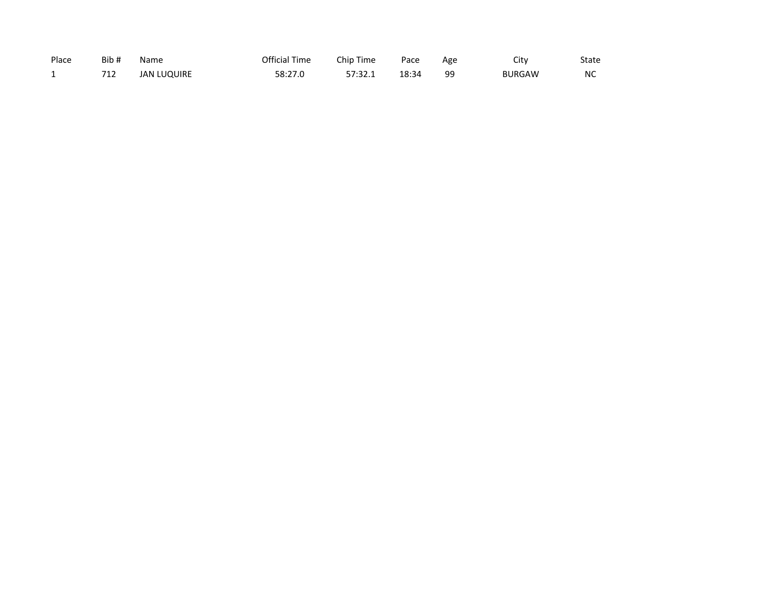| Place | Bib # | Name | Official Time | Chip Time | Pace | Age | City | State |
|---|---|---|---|---|---|---|---|---|
| 1 | 712 | JAN LUQUIRE | 58:27.0 | 57:32.1 | 18:34 | 99 | BURGAW | NC |